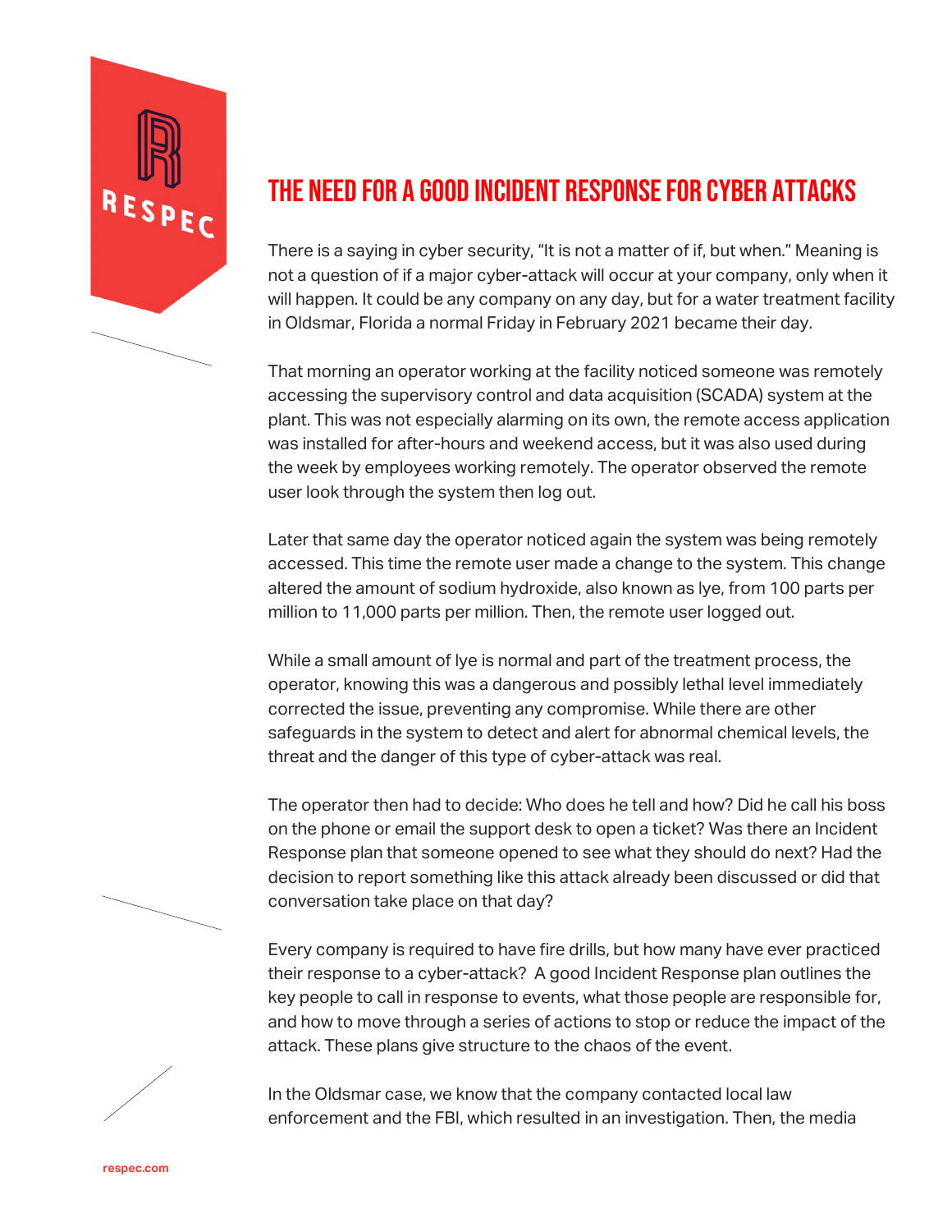# THE NEED FOR A GOOD INCIDENT RESPONSE FOR CYBER ATTACKS

There is a saying in cyber security, "It is not a matter of if, but when." Meaning is not a question of if a major cyber-attack will occur at your company, only when it will happen. It could be any company on any day, but for a water treatment facility in Oldsmar, Florida a normal Friday in February 2021 became their day.

That morning an operator working at the facility noticed someone was remotely accessing the supervisory control and data acquisition (SCADA) system at the plant. This was not especially alarming on its own, the remote access application was installed for after-hours and weekend access, but it was also used during the week by employees working remotely. The operator observed the remote user look through the system then log out.

Later that same day the operator noticed again the system was being remotely accessed. This time the remote user made a change to the system. This change altered the amount of sodium hydroxide, also known as lye, from 100 parts per million to 11,000 parts per million. Then, the remote user logged out.

While a small amount of lye is normal and part of the treatment process, the operator, knowing this was a dangerous and possibly lethal level immediately corrected the issue, preventing any compromise. While there are other safeguards in the system to detect and alert for abnormal chemical levels, the threat and the danger of this type of cyber-attack was real.

The operator then had to decide: Who does he tell and how? Did he call his boss on the phone or email the support desk to open a ticket? Was there an Incident Response plan that someone opened to see what they should do next? Had the decision to report something like this attack already been discussed or did that conversation take place on that day?

Every company is required to have fire drills, but how many have ever practiced their response to a cyber-attack? A good Incident Response plan outlines the key people to call in response to events, what those people are responsible for, and how to move through a series of actions to stop or reduce the impact of the attack. These plans give structure to the chaos of the event.

In the Oldsmar case, we know that the company contacted local law enforcement and the FBI, which resulted in an investigation. Then, the media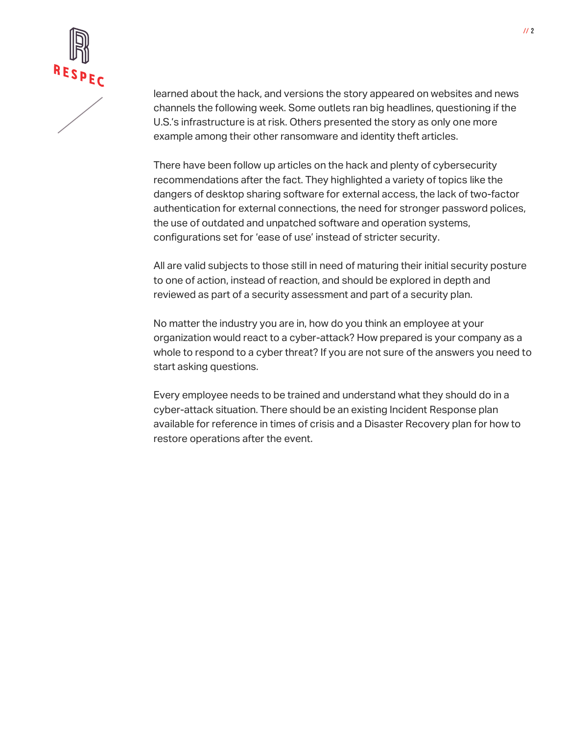learned about the hack, and versions the story appeared on websites and news channels the following week. Some outlets ran big headlines, questioning if the U.S.'s infrastructure is at risk. Others presented the story as only one more example among their other ransomware and identity theft articles.

There have been follow up articles on the hack and plenty of cybersecurity recommendations after the fact. They highlighted a variety of topics like the dangers of desktop sharing software for external access, the lack of two-factor authentication for external connections, the need for stronger password polices, the use of outdated and unpatched software and operation systems, configurations set for 'ease of use' instead of stricter security.

All are valid subjects to those still in need of maturing their initial security posture to one of action, instead of reaction, and should be explored in depth and reviewed as part of a security assessment and part of a security plan.

No matter the industry you are in, how do you think an employee at your organization would react to a cyber-attack? How prepared is your company as a whole to respond to a cyber threat? If you are not sure of the answers you need to start asking questions.

Every employee needs to be trained and understand what they should do in a cyber-attack situation. There should be an existing Incident Response plan available for reference in times of crisis and a Disaster Recovery plan for how to restore operations after the event.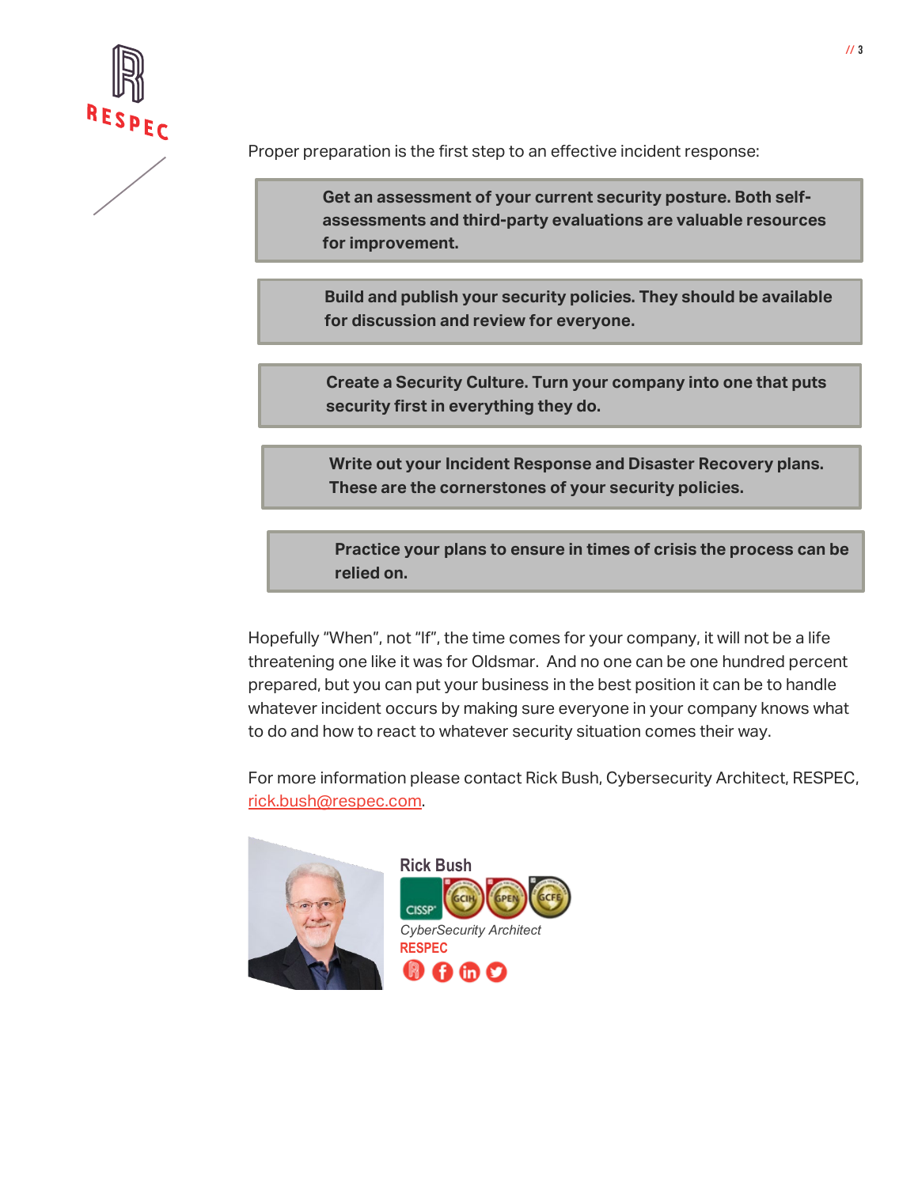Proper preparation is the first step to an effective incident response:

**Get an assessment of your current security posture. Both self-assessments and third-party evaluations are valuable resources for improvement.**

**Build and publish your security policies. They should be available for discussion and review for everyone.**

**Create a Security Culture. Turn your company into one that puts security first in everything they do.**

**Write out your Incident Response and Disaster Recovery plans. These are the cornerstones of your security policies.**

**Practice your plans to ensure in times of crisis the process can be relied on.**

Hopefully "When", not "If", the time comes for your company, it will not be a life threatening one like it was for Oldsmar. And no one can be one hundred percent prepared, but you can put your business in the best position it can be to handle whatever incident occurs by making sure everyone in your company knows what to do and how to react to whatever security situation comes their way.

For more information please contact Rick Bush, Cybersecurity Architect, RESPEC, rick.bush@respec.com.

**Rick Bush**

CISSP GCIH GPEN GCFE

*CyberSecurity Architect*

**RESPEC**